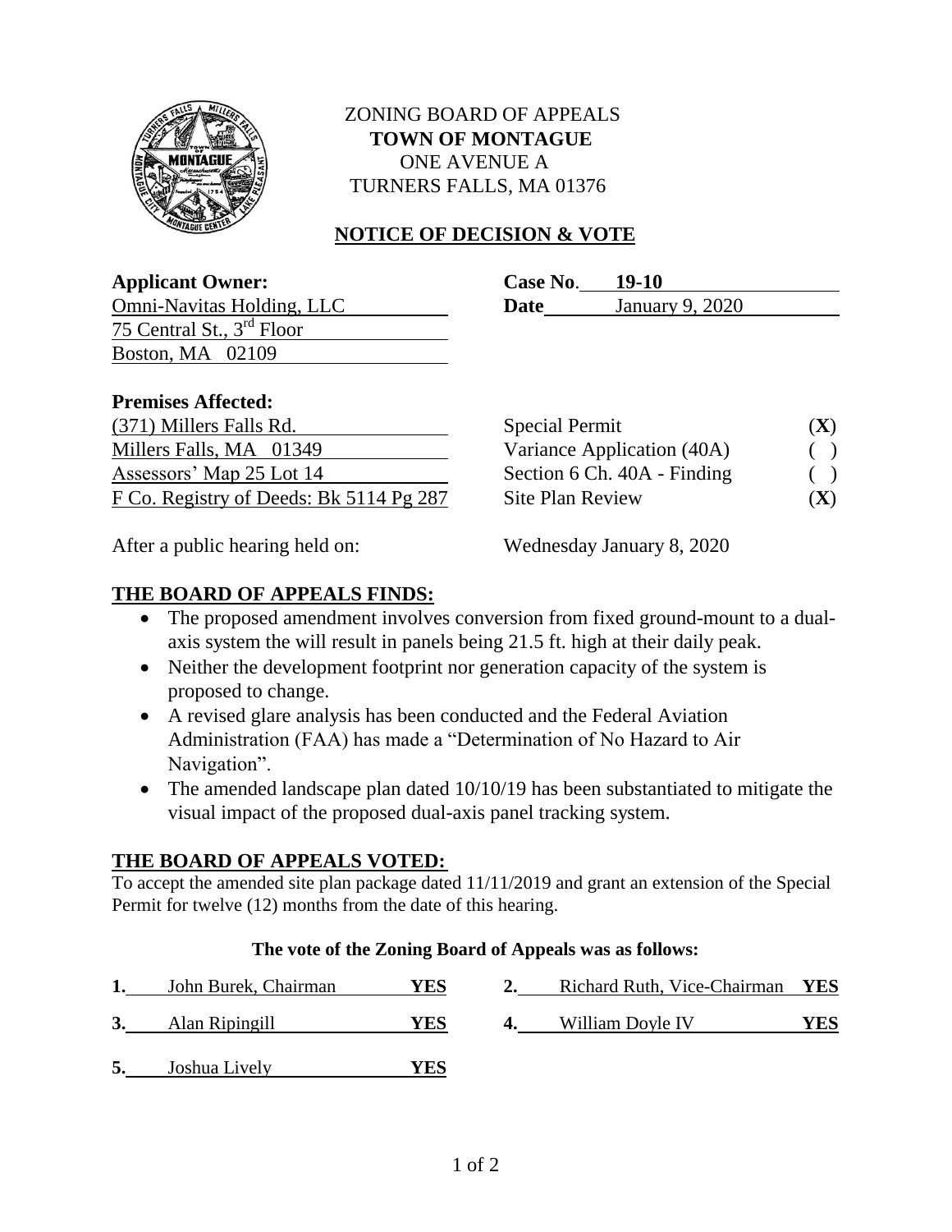ZONING BOARD OF APPEALS
**TOWN OF MONTAGUE**
ONE AVENUE A
TURNERS FALLS, MA 01376

## NOTICE OF DECISION & VOTE

**Applicant Owner:**
Omni-Navitas Holding, LLC
75 Central St., 3rd Floor
Boston, MA 02109

**Case No**. **19-10**
**Date** January 9, 2020

**Premises Affected:**
(371) Millers Falls Rd.
Millers Falls, MA 01349
Assessors' Map 25 Lot 14
F Co. Registry of Deeds: Bk 5114 Pg 287

| | |
|---|---|
| Special Permit | (**X**) |
| Variance Application (40A) | ( ) |
| Section 6 Ch. 40A - Finding | ( ) |
| Site Plan Review | (**X**) |

After a public hearing held on: Wednesday January 8, 2020

## THE BOARD OF APPEALS FINDS:

- The proposed amendment involves conversion from fixed ground-mount to a dual-axis system the will result in panels being 21.5 ft. high at their daily peak.
- Neither the development footprint nor generation capacity of the system is proposed to change.
- A revised glare analysis has been conducted and the Federal Aviation Administration (FAA) has made a "Determination of No Hazard to Air Navigation".
- The amended landscape plan dated 10/10/19 has been substantiated to mitigate the visual impact of the proposed dual-axis panel tracking system.

## THE BOARD OF APPEALS VOTED:

To accept the amended site plan package dated 11/11/2019 and grant an extension of the Special Permit for twelve (12) months from the date of this hearing.

**The vote of the Zoning Board of Appeals was as follows:**

1. John Burek, Chairman **YES**
2. Richard Ruth, Vice-Chairman **YES**
3. Alan Ripingill **YES**
4. William Doyle IV **YES**
5. Joshua Lively **YES**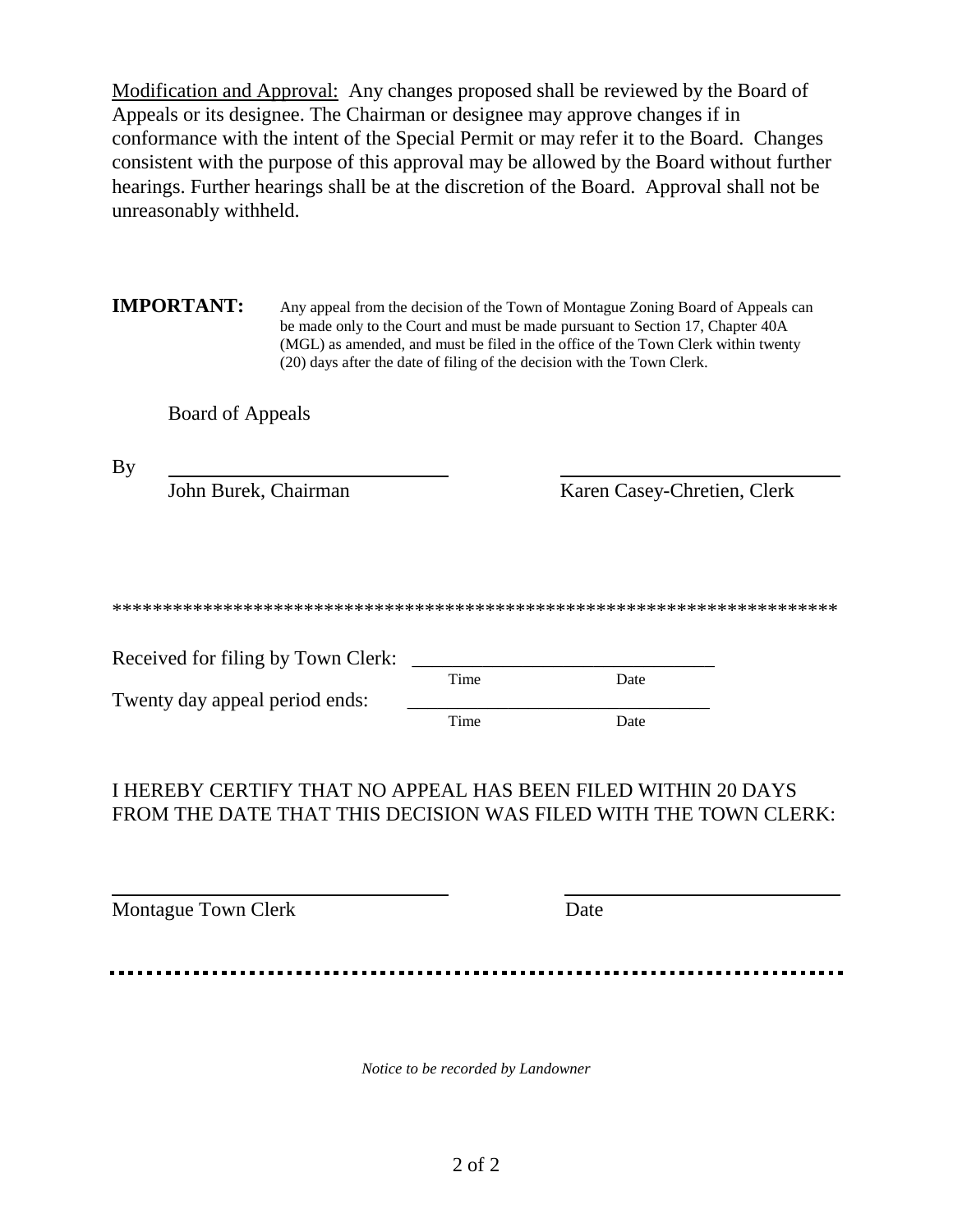Modification and Approval: Any changes proposed shall be reviewed by the Board of Appeals or its designee. The Chairman or designee may approve changes if in conformance with the intent of the Special Permit or may refer it to the Board. Changes consistent with the purpose of this approval may be allowed by the Board without further hearings. Further hearings shall be at the discretion of the Board. Approval shall not be unreasonably withheld.

**IMPORTANT:** Any appeal from the decision of the Town of Montague Zoning Board of Appeals can be made only to the Court and must be made pursuant to Section 17, Chapter 40A (MGL) as amended, and must be filed in the office of the Town Clerk within twenty (20) days after the date of filing of the decision with the Town Clerk.

Board of Appeals

By ______________________________ ______________________________

John Burek, Chairman Karen Casey-Chretien, Clerk

**************************************************************************

Received for filing by Town Clerk: ______________________________
Time Date

Twenty day appeal period ends: ______________________________
Time Date

I HEREBY CERTIFY THAT NO APPEAL HAS BEEN FILED WITHIN 20 DAYS FROM THE DATE THAT THIS DECISION WAS FILED WITH THE TOWN CLERK:

______________________________ ______________________________

Montague Town Clerk Date

*Notice to be recorded by Landowner*